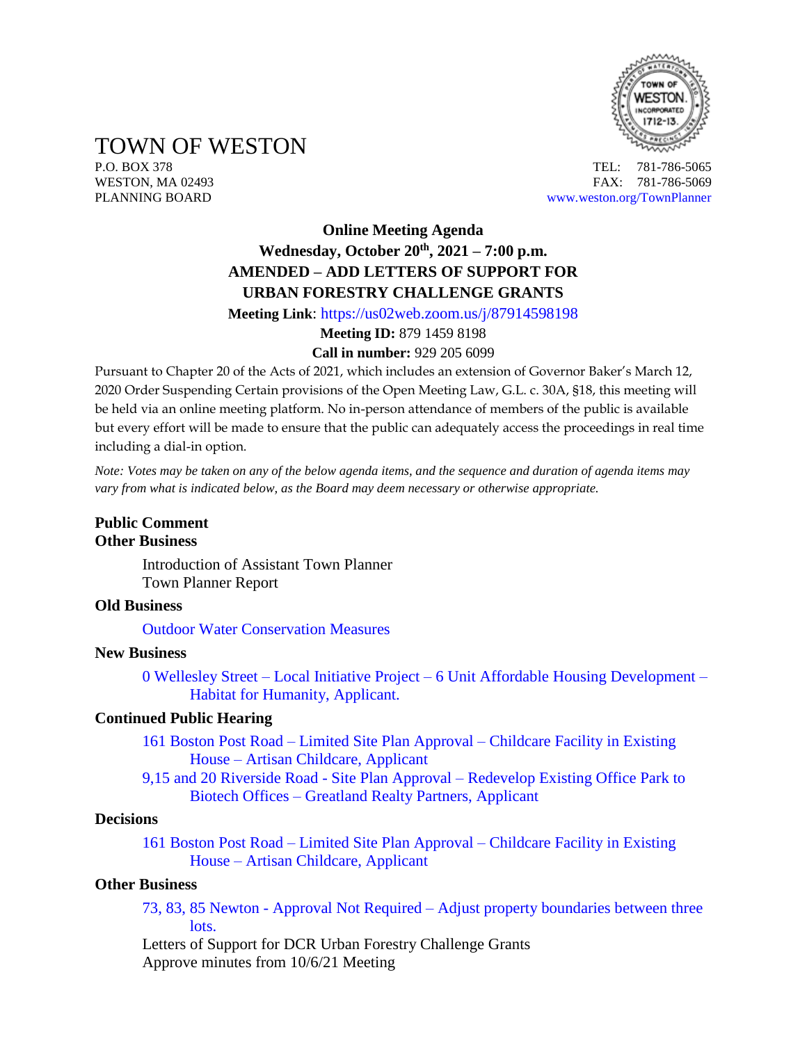# TOWN OF WESTON

P.O. BOX 378
WESTON, MA 02493
PLANNING BOARD

TEL: 781-786-5065
FAX: 781-786-5069
www.weston.org/TownPlanner

**Online Meeting Agenda**

**Wednesday, October 20th, 2021 – 7:00 p.m.**

**AMENDED – ADD LETTERS OF SUPPORT FOR URBAN FORESTRY CHALLENGE GRANTS**

**Meeting Link**: https://us02web.zoom.us/j/87914598198

**Meeting ID:** 879 1459 8198

**Call in number:** 929 205 6099

Pursuant to Chapter 20 of the Acts of 2021, which includes an extension of Governor Baker's March 12, 2020 Order Suspending Certain provisions of the Open Meeting Law, G.L. c. 30A, §18, this meeting will be held via an online meeting platform. No in-person attendance of members of the public is available but every effort will be made to ensure that the public can adequately access the proceedings in real time including a dial-in option.

*Note: Votes may be taken on any of the below agenda items, and the sequence and duration of agenda items may vary from what is indicated below, as the Board may deem necessary or otherwise appropriate.*

**Public Comment**

**Other Business**

- Introduction of Assistant Town Planner
- Town Planner Report

**Old Business**

- Outdoor Water Conservation Measures

**New Business**

- 0 Wellesley Street – Local Initiative Project – 6 Unit Affordable Housing Development – Habitat for Humanity, Applicant.

**Continued Public Hearing**

- 161 Boston Post Road – Limited Site Plan Approval – Childcare Facility in Existing House – Artisan Childcare, Applicant
- 9,15 and 20 Riverside Road - Site Plan Approval – Redevelop Existing Office Park to Biotech Offices – Greatland Realty Partners, Applicant

**Decisions**

- 161 Boston Post Road – Limited Site Plan Approval – Childcare Facility in Existing House – Artisan Childcare, Applicant

**Other Business**

- 73, 83, 85 Newton - Approval Not Required – Adjust property boundaries between three lots.
- Letters of Support for DCR Urban Forestry Challenge Grants
- Approve minutes from 10/6/21 Meeting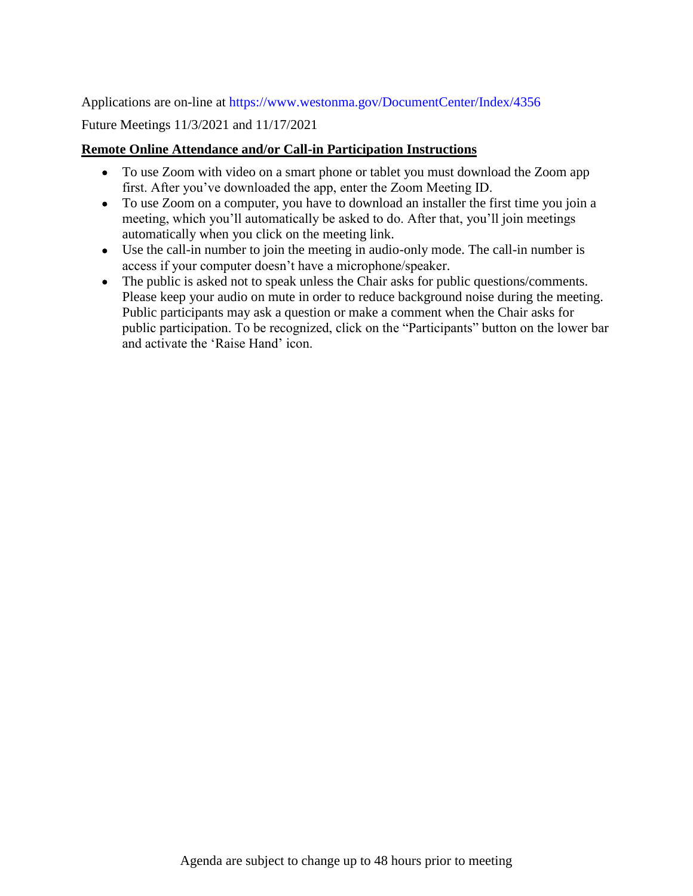Applications are on-line at https://www.westonma.gov/DocumentCenter/Index/4356

Future Meetings 11/3/2021 and 11/17/2021

**Remote Online Attendance and/or Call-in Participation Instructions**

- To use Zoom with video on a smart phone or tablet you must download the Zoom app first. After you've downloaded the app, enter the Zoom Meeting ID.
- To use Zoom on a computer, you have to download an installer the first time you join a meeting, which you'll automatically be asked to do. After that, you'll join meetings automatically when you click on the meeting link.
- Use the call-in number to join the meeting in audio-only mode. The call-in number is access if your computer doesn't have a microphone/speaker.
- The public is asked not to speak unless the Chair asks for public questions/comments. Please keep your audio on mute in order to reduce background noise during the meeting. Public participants may ask a question or make a comment when the Chair asks for public participation. To be recognized, click on the "Participants" button on the lower bar and activate the 'Raise Hand' icon.

Agenda are subject to change up to 48 hours prior to meeting